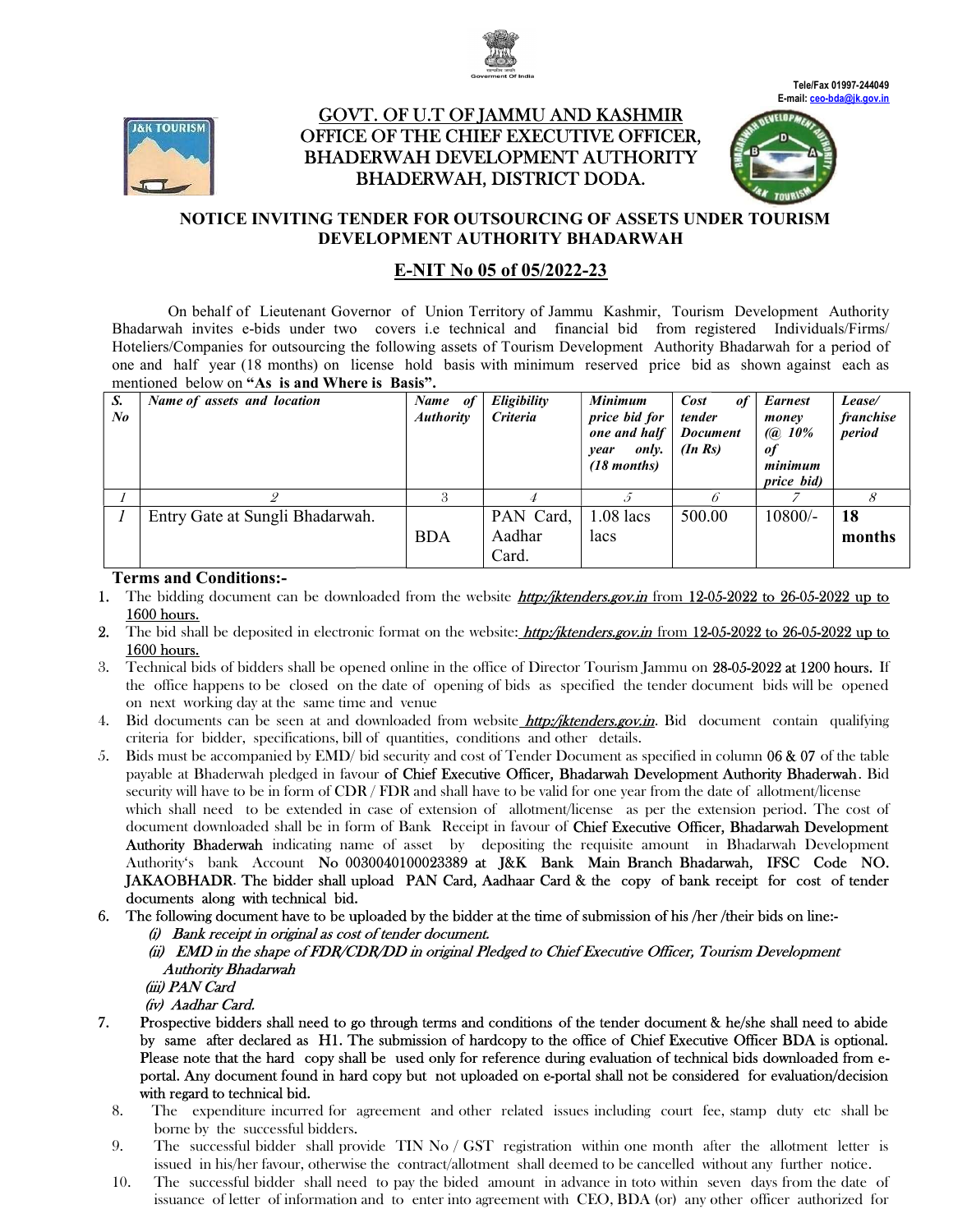Tele/Fax 01997-244049
E-mail: ceo-bda@jk.gov.in

# GOVT. OF U.T OF JAMMU AND KASHMIR
## OFFICE OF THE CHIEF EXECUTIVE OFFICER, BHADERWAH DEVELOPMENT AUTHORITY BHADERWAH, DISTRICT DODA.

### NOTICE INVITING TENDER FOR OUTSOURCING OF ASSETS UNDER TOURISM DEVELOPMENT AUTHORITY BHADARWAH

### E-NIT No 05 of 05/2022-23

On behalf of Lieutenant Governor of Union Territory of Jammu Kashmir, Tourism Development Authority Bhadarwah invites e-bids under two covers i.e technical and financial bid from registered Individuals/Firms/ Hoteliers/Companies for outsourcing the following assets of Tourism Development Authority Bhadarwah for a period of one and half year (18 months) on license hold basis with minimum reserved price bid as shown against each as mentioned below on **"As is and Where is Basis".**

| *S. No* | *Name of assets and location* | *Name of Authority* | *Eligibility Criteria* | *Minimum price bid for one and half year only. (18 months)* | *Cost of tender Document (In Rs)* | *Earnest money (@ 10% of minimum price bid)* | *Lease/ franchise period* |
|---|---|---|---|---|---|---|---|
| *1* | *2* | 3 | 4 | 5 | 6 | 7 | 8 |
| *1* | Entry Gate at Sungli Bhadarwah. | BDA | PAN Card, Aadhar Card. | 1.08 lacs lacs | 500.00 | 10800/- | **18 months** |

**Terms and Conditions:-**

1. The bidding document can be downloaded from the website *http:/jktenders.gov.in* from 12-05-2022 to 26-05-2022 up to 1600 hours.
2. The bid shall be deposited in electronic format on the website: *http:/jktenders.gov.in* from 12-05-2022 to 26-05-2022 up to 1600 hours.
3. Technical bids of bidders shall be opened online in the office of Director Tourism Jammu on 28-05-2022 at 1200 hours. If the office happens to be closed on the date of opening of bids as specified the tender document bids will be opened on next working day at the same time and venue
4. Bid documents can be seen at and downloaded from website *http:/jktenders.gov.in*. Bid document contain qualifying criteria for bidder, specifications, bill of quantities, conditions and other details.
5. Bids must be accompanied by EMD/ bid security and cost of Tender Document as specified in column 06 & 07 of the table payable at Bhaderwah pledged in favour of Chief Executive Officer, Bhadarwah Development Authority Bhaderwah. Bid security will have to be in form of CDR / FDR and shall have to be valid for one year from the date of allotment/license which shall need to be extended in case of extension of allotment/license as per the extension period. The cost of document downloaded shall be in form of Bank Receipt in favour of Chief Executive Officer, Bhadarwah Development Authority Bhaderwah indicating name of asset by depositing the requisite amount in Bhadarwah Development Authority's bank Account **No 0030040100023389 at J&K Bank Main Branch Bhadarwah, IFSC Code NO. JAKAOBHADR.** The bidder shall upload PAN Card, Aadhaar Card & the copy of bank receipt for cost of tender documents along with technical bid.
6. The following document have to be uploaded by the bidder at the time of submission of his /her /their bids on line:-
   *(i) Bank receipt in original as cost of tender document.*
   *(ii) EMD in the shape of FDR/CDR/DD in original Pledged to Chief Executive Officer, Tourism Development Authority Bhadarwah*
   *(iii) PAN Card*
   *(iv) Aadhar Card.*
7. Prospective bidders shall need to go through terms and conditions of the tender document & he/she shall need to abide by same after declared as H1. The submission of hardcopy to the office of Chief Executive Officer BDA is optional. Please note that the hard copy shall be used only for reference during evaluation of technical bids downloaded from e-portal. Any document found in hard copy but not uploaded on e-portal shall not be considered for evaluation/decision with regard to technical bid.
8. The expenditure incurred for agreement and other related issues including court fee, stamp duty etc shall be borne by the successful bidders.
9. The successful bidder shall provide TIN No / GST registration within one month after the allotment letter is issued in his/her favour, otherwise the contract/allotment shall deemed to be cancelled without any further notice.
10. The successful bidder shall need to pay the bided amount in advance in toto within seven days from the date of issuance of letter of information and to enter into agreement with CEO, BDA (or) any other officer authorized for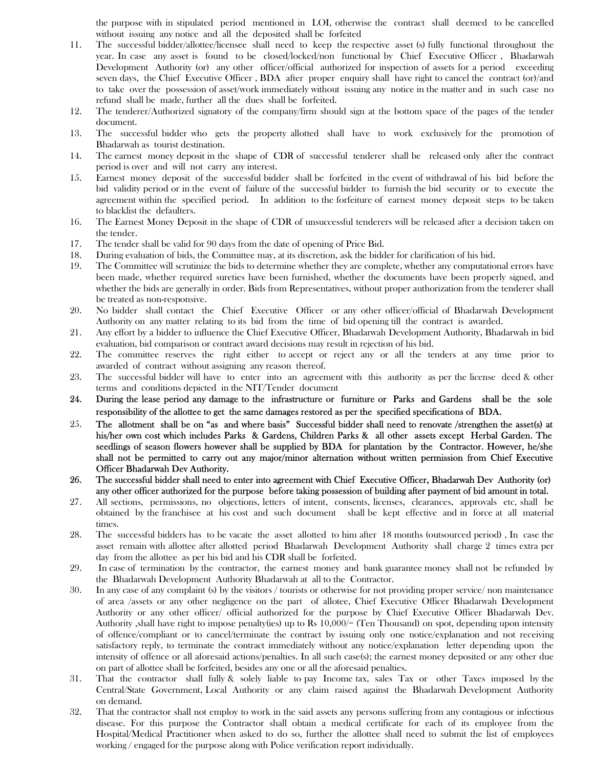the purpose with in stipulated period mentioned in LOI, otherwise the contract shall deemed to be cancelled without issuing any notice and all the deposited shall be forfeited

11. The successful bidder/allottee/licensee shall need to keep the respective asset (s) fully functional throughout the year. In case any asset is found to be closed/locked/non functional by Chief Executive Officer , Bhadarwah Development Authority (or) any other officer/official authorized for inspection of assets for a period exceeding seven days, the Chief Executive Officer , BDA after proper enquiry shall have right to cancel the contract (or)/and to take over the possession of asset/work immediately without issuing any notice in the matter and in such case no refund shall be made, further all the dues shall be forfeited.
12. The tenderer/Authorized signatory of the company/firm should sign at the bottom space of the pages of the tender document.
13. The successful bidder who gets the property allotted shall have to work exclusively for the promotion of Bhadarwah as tourist destination.
14. The earnest money deposit in the shape of CDR of successful tenderer shall be released only after the contract period is over and will not carry any interest.
15. Earnest money deposit of the successful bidder shall be forfeited in the event of withdrawal of his bid before the bid validity period or in the event of failure of the successful bidder to furnish the bid security or to execute the agreement within the specified period. In addition to the forfeiture of earnest money deposit steps to be taken to blacklist the defaulters.
16. The Earnest Money Deposit in the shape of CDR of unsuccessful tenderers will be released after a decision taken on the tender.
17. The tender shall be valid for 90 days from the date of opening of Price Bid.
18. During evaluation of bids, the Committee may, at its discretion, ask the bidder for clarification of his bid.
19. The Committee will scrutinize the bids to determine whether they are complete, whether any computational errors have been made, whether required sureties have been furnished, whether the documents have been properly signed, and whether the bids are generally in order. Bids from Representatives, without proper authorization from the tenderer shall be treated as non-responsive.
20. No bidder shall contact the Chief Executive Officer or any other officer/official of Bhadarwah Development Authority on any matter relating to its bid from the time of bid opening till the contract is awarded.
21. Any effort by a bidder to influence the Chief Executive Officer, Bhadarwah Development Authority, Bhadarwah in bid evaluation, bid comparison or contract award decisions may result in rejection of his bid.
22. The committee reserves the right either to accept or reject any or all the tenders at any time prior to awarded of contract without assigning any reason thereof.
23. The successful bidder will have to enter into an agreement with this authority as per the license deed & other terms and conditions depicted in the NIT/Tender document
24. **During the lease period any damage to the infrastructure or furniture or Parks and Gardens shall be the sole responsibility of the allottee to get the same damages restored as per the specified specifications of BDA.**
25. **The allotment shall be on "as and where basis" Successful bidder shall need to renovate /strengthen the asset(s) at his/her own cost which includes Parks & Gardens, Children Parks & all other assets except Herbal Garden. The seedlings of season flowers however shall be supplied by BDA for plantation by the Contractor. However, he/she shall not be permitted to carry out any major/minor alternation without written permission from Chief Executive Officer Bhadarwah Dev Authority.**
26. **The successful bidder shall need to enter into agreement with Chief Executive Officer, Bhadarwah Dev Authority (or) any other officer authorized for the purpose before taking possession of building after payment of bid amount in total.**
27. All sections, permissions, no objections, letters of intent, consents, licenses, clearances, approvals etc, shall be obtained by the franchisee at his cost and such document shall be kept effective and in force at all material times.
28. The successful bidders has to be vacate the asset allotted to him after 18 months (outsourced period) , In case the asset remain with allottee after allotted period Bhadarwah Development Authority shall charge 2 times extra per day from the allottee as per his bid and his CDR shall be forfeited.
29. In case of termination by the contractor, the earnest money and bank guarantee money shall not be refunded by the Bhadarwah Development Authority Bhadarwah at all to the Contractor.
30. In any case of any complaint (s) by the visitors / tourists or otherwise for not providing proper service/ non maintenance of area /assets or any other negligence on the part of allotee, Chief Executive Officer Bhadarwah Development Authority or any other officer/ official authorized for the purpose by Chief Executive Officer Bhadarwah Dev. Authority ,shall have right to impose penalty(ies) up to Rs 10,000/= (Ten Thousand) on spot, depending upon intensity of offence/compliant or to cancel/terminate the contract by issuing only one notice/explanation and not receiving satisfactory reply, to terminate the contract immediately without any notice/explanation letter depending upon the intensity of offence or all aforesaid actions/penalties. In all such case(s); the earnest money deposited or any other due on part of allottee shall be forfeited, besides any one or all the aforesaid penalties.
31. That the contractor shall fully & solely liable to pay Income tax, sales Tax or other Taxes imposed by the Central/State Government, Local Authority or any claim raised against the Bhadarwah Development Authority on demand.
32. That the contractor shall not employ to work in the said assets any persons suffering from any contagious or infectious disease. For this purpose the Contractor shall obtain a medical certificate for each of its employee from the Hospital/Medical Practitioner when asked to do so, further the allottee shall need to submit the list of employees working / engaged for the purpose along with Police verification report individually.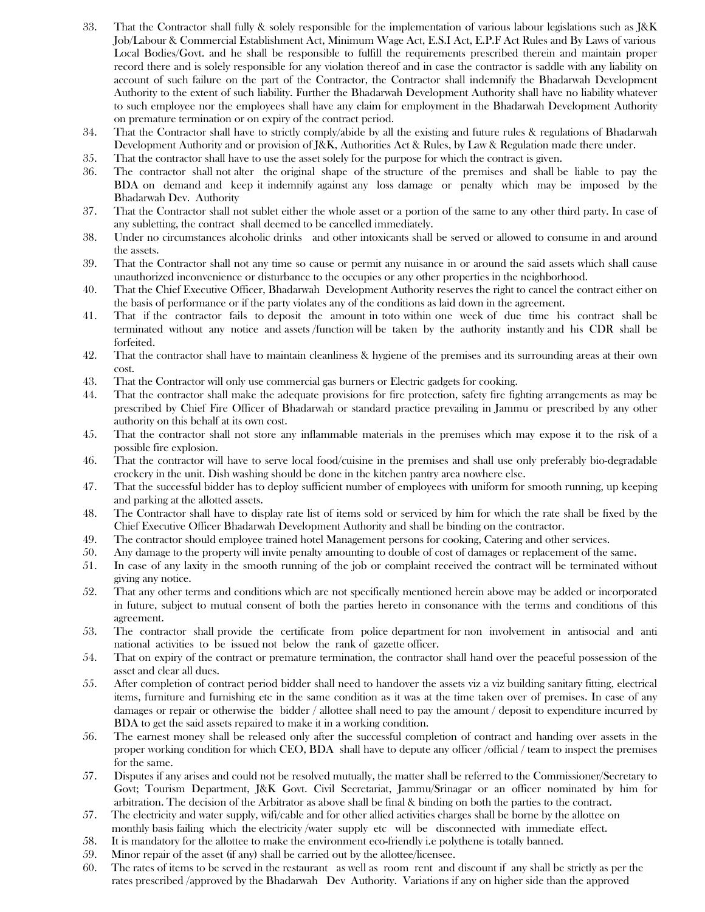33. That the Contractor shall fully & solely responsible for the implementation of various labour legislations such as J&K Job/Labour & Commercial Establishment Act, Minimum Wage Act, E.S.I Act, E.P.F Act Rules and By Laws of various Local Bodies/Govt. and he shall be responsible to fulfill the requirements prescribed therein and maintain proper record there and is solely responsible for any violation thereof and in case the contractor is saddle with any liability on account of such failure on the part of the Contractor, the Contractor shall indemnify the Bhadarwah Development Authority to the extent of such liability. Further the Bhadarwah Development Authority shall have no liability whatever to such employee nor the employees shall have any claim for employment in the Bhadarwah Development Authority on premature termination or on expiry of the contract period.
34. That the Contractor shall have to strictly comply/abide by all the existing and future rules & regulations of Bhadarwah Development Authority and or provision of J&K, Authorities Act & Rules, by Law & Regulation made there under.
35. That the contractor shall have to use the asset solely for the purpose for which the contract is given.
36. The contractor shall not alter the original shape of the structure of the premises and shall be liable to pay the BDA on demand and keep it indemnify against any loss damage or penalty which may be imposed by the Bhadarwah Dev. Authority
37. That the Contractor shall not sublet either the whole asset or a portion of the same to any other third party. In case of any subletting, the contract shall deemed to be cancelled immediately.
38. Under no circumstances alcoholic drinks and other intoxicants shall be served or allowed to consume in and around the assets.
39. That the Contractor shall not any time so cause or permit any nuisance in or around the said assets which shall cause unauthorized inconvenience or disturbance to the occupies or any other properties in the neighborhood.
40. That the Chief Executive Officer, Bhadarwah Development Authority reserves the right to cancel the contract either on the basis of performance or if the party violates any of the conditions as laid down in the agreement.
41. That if the contractor fails to deposit the amount in toto within one week of due time his contract shall be terminated without any notice and assets /function will be taken by the authority instantly and his CDR shall be forfeited.
42. That the contractor shall have to maintain cleanliness & hygiene of the premises and its surrounding areas at their own cost.
43. That the Contractor will only use commercial gas burners or Electric gadgets for cooking.
44. That the contractor shall make the adequate provisions for fire protection, safety fire fighting arrangements as may be prescribed by Chief Fire Officer of Bhadarwah or standard practice prevailing in Jammu or prescribed by any other authority on this behalf at its own cost.
45. That the contractor shall not store any inflammable materials in the premises which may expose it to the risk of a possible fire explosion.
46. That the contractor will have to serve local food/cuisine in the premises and shall use only preferably bio-degradable crockery in the unit. Dish washing should be done in the kitchen pantry area nowhere else.
47. That the successful bidder has to deploy sufficient number of employees with uniform for smooth running, up keeping and parking at the allotted assets.
48. The Contractor shall have to display rate list of items sold or serviced by him for which the rate shall be fixed by the Chief Executive Officer Bhadarwah Development Authority and shall be binding on the contractor.
49. The contractor should employee trained hotel Management persons for cooking, Catering and other services.
50. Any damage to the property will invite penalty amounting to double of cost of damages or replacement of the same.
51. In case of any laxity in the smooth running of the job or complaint received the contract will be terminated without giving any notice.
52. That any other terms and conditions which are not specifically mentioned herein above may be added or incorporated in future, subject to mutual consent of both the parties hereto in consonance with the terms and conditions of this agreement.
53. The contractor shall provide the certificate from police department for non involvement in antisocial and anti national activities to be issued not below the rank of gazette officer.
54. That on expiry of the contract or premature termination, the contractor shall hand over the peaceful possession of the asset and clear all dues.
55. After completion of contract period bidder shall need to handover the assets viz a viz building sanitary fitting, electrical items, furniture and furnishing etc in the same condition as it was at the time taken over of premises. In case of any damages or repair or otherwise the bidder / allottee shall need to pay the amount / deposit to expenditure incurred by BDA to get the said assets repaired to make it in a working condition.
56. The earnest money shall be released only after the successful completion of contract and handing over assets in the proper working condition for which CEO, BDA shall have to depute any officer /official / team to inspect the premises for the same.
57. Disputes if any arises and could not be resolved mutually, the matter shall be referred to the Commissioner/Secretary to Govt; Tourism Department, J&K Govt. Civil Secretariat, Jammu/Srinagar or an officer nominated by him for arbitration. The decision of the Arbitrator as above shall be final & binding on both the parties to the contract.
57. The electricity and water supply, wifi/cable and for other allied activities charges shall be borne by the allottee on monthly basis failing which the electricity /water supply etc will be disconnected with immediate effect.
58. It is mandatory for the allottee to make the environment eco-friendly i.e polythene is totally banned.
59. Minor repair of the asset (if any) shall be carried out by the allottee/licensee.
60. The rates of items to be served in the restaurant as well as room rent and discount if any shall be strictly as per the rates prescribed /approved by the Bhadarwah Dev Authority. Variations if any on higher side than the approved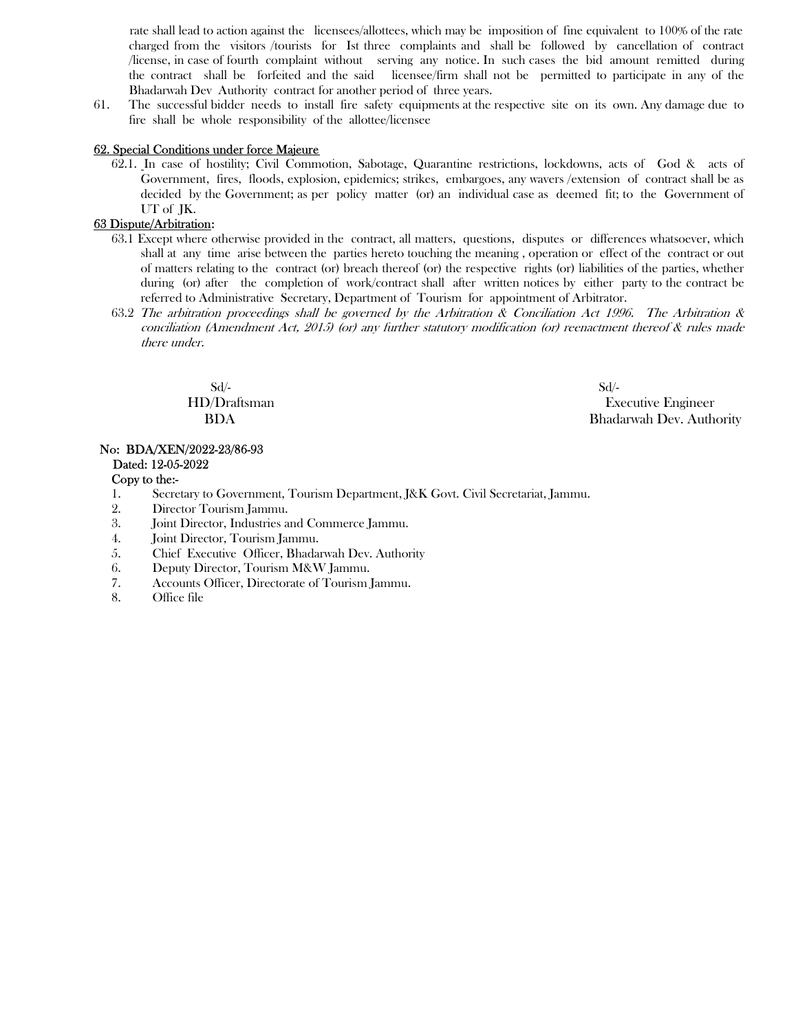rate shall lead to action against the licensees/allottees, which may be imposition of fine equivalent to 100% of the rate charged from the visitors /tourists for Ist three complaints and shall be followed by cancellation of contract /license, in case of fourth complaint without serving any notice. In such cases the bid amount remitted during the contract shall be forfeited and the said licensee/firm shall not be permitted to participate in any of the Bhadarwah Dev Authority contract for another period of three years.

61. The successful bidder needs to install fire safety equipments at the respective site on its own. Any damage due to fire shall be whole responsibility of the allottee/licensee

**62. Special Conditions under force Majeure**

62.1. In case of hostility; Civil Commotion, Sabotage, Quarantine restrictions, lockdowns, acts of God & acts of Government, fires, floods, explosion, epidemics; strikes, embargoes, any wavers /extension of contract shall be as decided by the Government; as per policy matter (or) an individual case as deemed fit; to the Government of UT of JK.

**63 Dispute/Arbitration:**

63.1 Except where otherwise provided in the contract, all matters, questions, disputes or differences whatsoever, which shall at any time arise between the parties hereto touching the meaning , operation or effect of the contract or out of matters relating to the contract (or) breach thereof (or) the respective rights (or) liabilities of the parties, whether during (or) after the completion of work/contract shall after written notices by either party to the contract be referred to Administrative Secretary, Department of Tourism for appointment of Arbitrator.

63.2 *The arbitration proceedings shall be governed by the Arbitration & Conciliation Act 1996. The Arbitration & conciliation (Amendment Act, 2015) (or) any further statutory modification (or) reenactment thereof & rules made there under.*

Sd/-
HD/Draftsman
BDA

Sd/-
Executive Engineer
Bhadarwah Dev. Authority

**No: BDA/XEN/2022-23/86-93**
**Dated: 12-05-2022**
**Copy to the:-**

1. Secretary to Government, Tourism Department, J&K Govt. Civil Secretariat, Jammu.
2. Director Tourism Jammu.
3. Joint Director, Industries and Commerce Jammu.
4. Joint Director, Tourism Jammu.
5. Chief Executive Officer, Bhadarwah Dev. Authority
6. Deputy Director, Tourism M&W Jammu.
7. Accounts Officer, Directorate of Tourism Jammu.
8. Office file